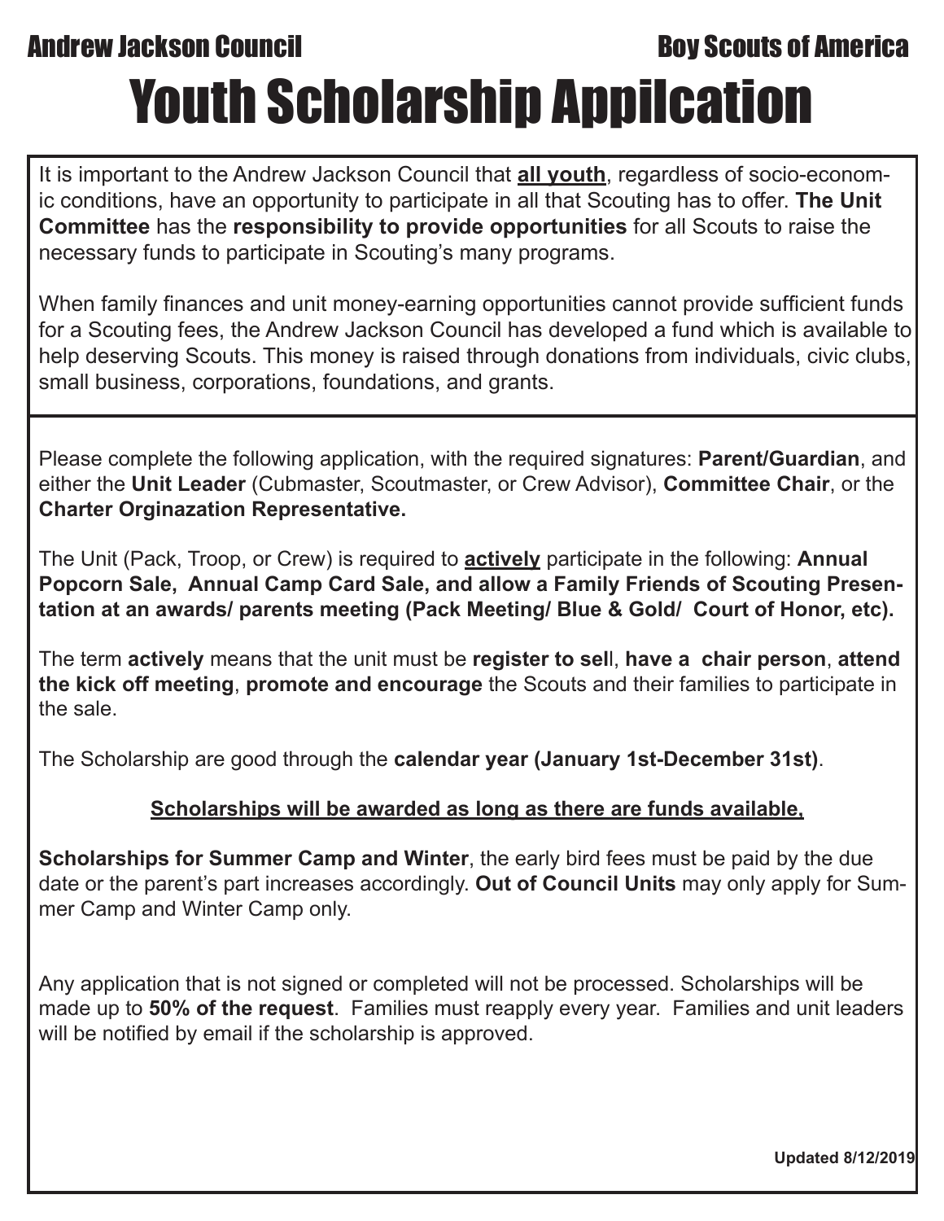Andrew Jackson Council

Boy Scouts of America

# Youth Scholarship Appilcation

It is important to the Andrew Jackson Council that **all youth**, regardless of socio-economic conditions, have an opportunity to participate in all that Scouting has to offer. **The Unit Committee** has the **responsibility to provide opportunities** for all Scouts to raise the necessary funds to participate in Scouting's many programs.

When family finances and unit money-earning opportunities cannot provide sufficient funds for a Scouting fees, the Andrew Jackson Council has developed a fund which is available to help deserving Scouts. This money is raised through donations from individuals, civic clubs, small business, corporations, foundations, and grants.

Please complete the following application, with the required signatures: **Parent/Guardian**, and either the **Unit Leader** (Cubmaster, Scoutmaster, or Crew Advisor), **Committee Chair**, or the **Charter Orginazation Representative.**

The Unit (Pack, Troop, or Crew) is required to **actively** participate in the following: **Annual Popcorn Sale, Annual Camp Card Sale, and allow a Family Friends of Scouting Presentation at an awards/ parents meeting (Pack Meeting/ Blue & Gold/ Court of Honor, etc).**

The term **actively** means that the unit must be **register to sell**, **have a chair person**, **attend the kick off meeting**, **promote and encourage** the Scouts and their families to participate in the sale.

The Scholarship are good through the **calendar year (January 1st-December 31st)**.

**Scholarships will be awarded as long as there are funds available,**

**Scholarships for Summer Camp and Winter**, the early bird fees must be paid by the due date or the parent's part increases accordingly. **Out of Council Units** may only apply for Summer Camp and Winter Camp only.

Any application that is not signed or completed will not be processed. Scholarships will be made up to **50% of the request**. Families must reapply every year. Families and unit leaders will be notified by email if the scholarship is approved.

**Updated 8/12/2019**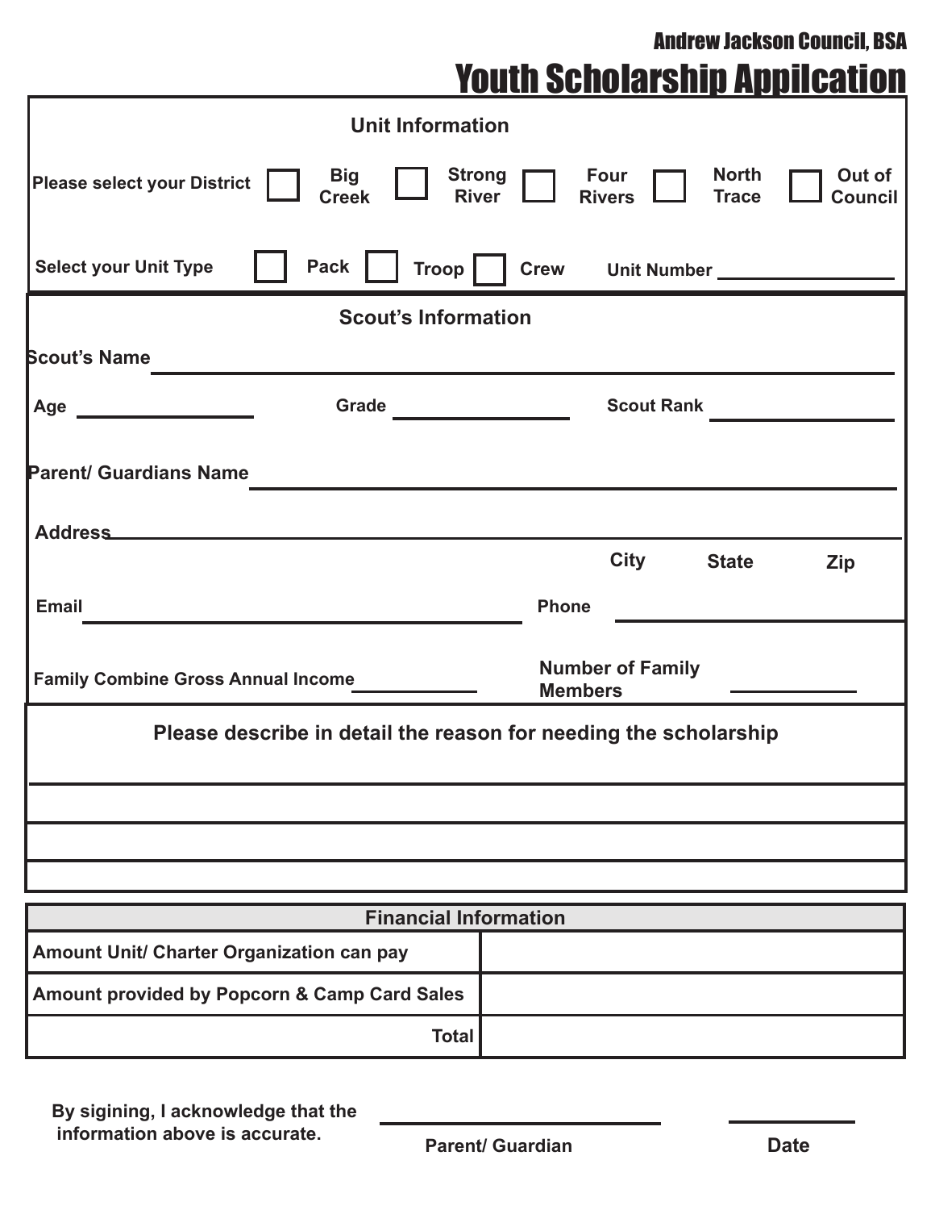Andrew Jackson Council, BSA

# Youth Scholarship Appilcation

## Unit Information

Please select your District ☐ Big Creek ☐ Strong River ☐ Four Rivers ☐ North Trace ☐ Out of Council

Select your Unit Type ☐ Pack ☐ Troop ☐ Crew Unit Number ______________

## Scout's Information

Scout's Name ____________________________________________

Age ______________ Grade ______________ Scout Rank ______________

Parent/ Guardians Name ____________________________________________

Address ____________________________________________

City State Zip

Email ______________________________ Phone ______________

Family Combine Gross Annual Income ______________ Number of Family Members ______________

## Please describe in detail the reason for needing the scholarship

____________________________________________

____________________________________________

____________________________________________

| Financial Information | |
|---|---|
| Amount Unit/ Charter Organization can pay | |
| Amount provided by Popcorn & Camp Card Sales | |
| Total | |

By sigining, I acknowledge that the information above is accurate.

______________________ Parent/ Guardian ______________ Date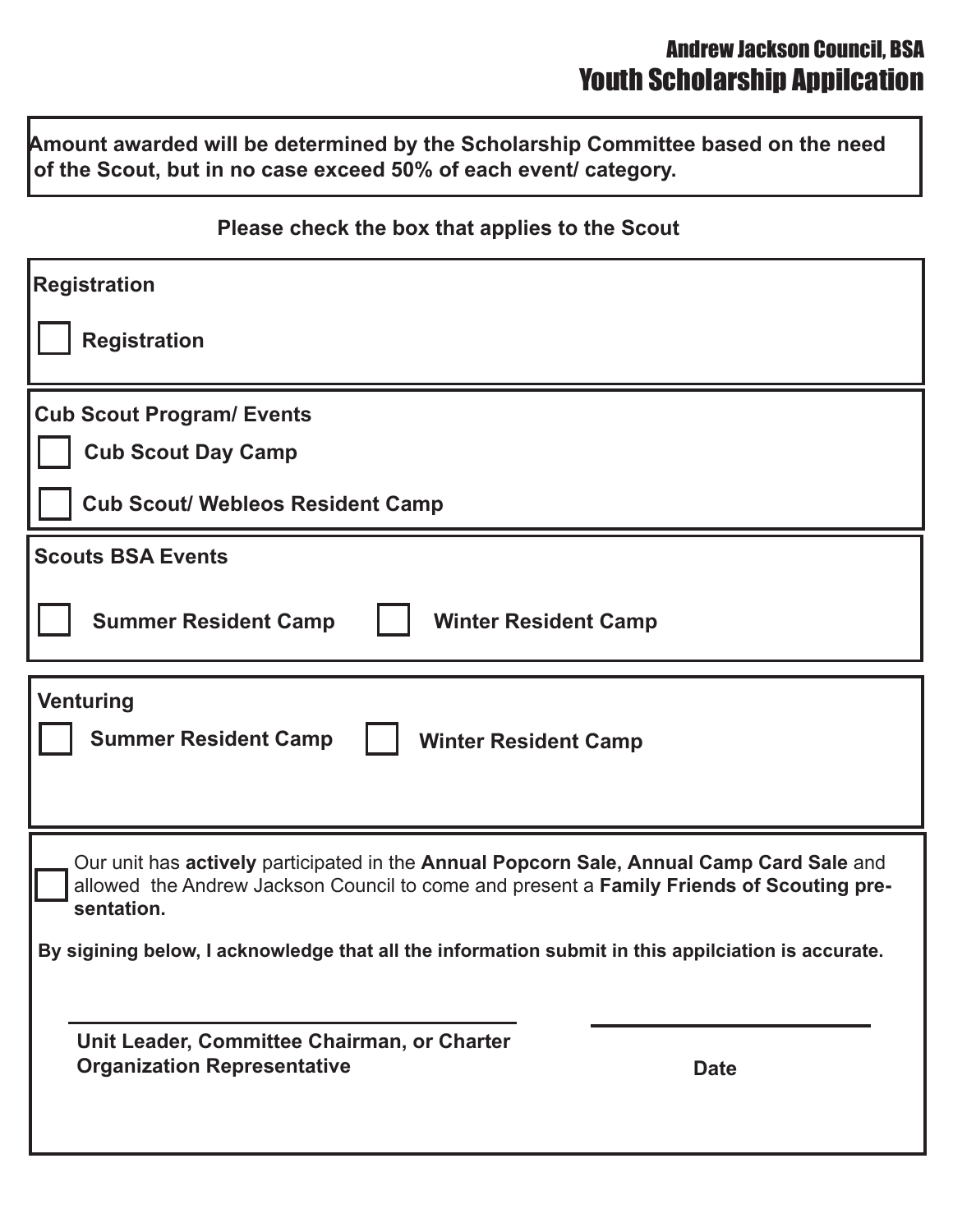## Andrew Jackson Council, BSA

# Youth Scholarship Appilcation

**Amount awarded will be determined by the Scholarship Committee based on the need of the Scout, but in no case exceed 50% of each event/ category.**

**Please check the box that applies to the Scout**

**Registration**

- [ ] **Registration**

**Cub Scout Program/ Events**

- [ ] **Cub Scout Day Camp**
- [ ] **Cub Scout/ Webleos Resident Camp**

**Scouts BSA Events**

- [ ] **Summer Resident Camp**
- [ ] **Winter Resident Camp**

**Venturing**

- [ ] **Summer Resident Camp**
- [ ] **Winter Resident Camp**

- [ ] Our unit has **actively** participated in the **Annual Popcorn Sale, Annual Camp Card Sale** and allowed the Andrew Jackson Council to come and present a **Family Friends of Scouting presentation.**

**By sigining below, I acknowledge that all the information submit in this appilciation is accurate.**

_______________________________________
**Unit Leader, Committee Chairman, or Charter Organization Representative**

_______________________
**Date**